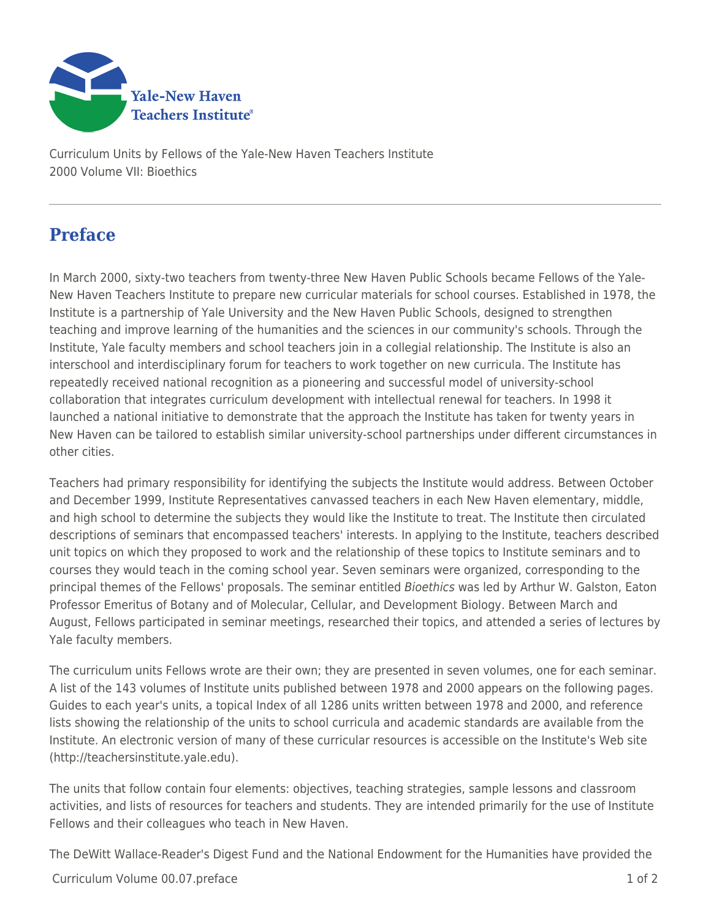Curriculum Units by Fellows of the Yale-New Haven Teachers Institute
2000 Volume VII: Bioethics

# Preface

In March 2000, sixty-two teachers from twenty-three New Haven Public Schools became Fellows of the Yale-New Haven Teachers Institute to prepare new curricular materials for school courses. Established in 1978, the Institute is a partnership of Yale University and the New Haven Public Schools, designed to strengthen teaching and improve learning of the humanities and the sciences in our community's schools. Through the Institute, Yale faculty members and school teachers join in a collegial relationship. The Institute is also an interschool and interdisciplinary forum for teachers to work together on new curricula. The Institute has repeatedly received national recognition as a pioneering and successful model of university-school collaboration that integrates curriculum development with intellectual renewal for teachers. In 1998 it launched a national initiative to demonstrate that the approach the Institute has taken for twenty years in New Haven can be tailored to establish similar university-school partnerships under different circumstances in other cities.

Teachers had primary responsibility for identifying the subjects the Institute would address. Between October and December 1999, Institute Representatives canvassed teachers in each New Haven elementary, middle, and high school to determine the subjects they would like the Institute to treat. The Institute then circulated descriptions of seminars that encompassed teachers' interests. In applying to the Institute, teachers described unit topics on which they proposed to work and the relationship of these topics to Institute seminars and to courses they would teach in the coming school year. Seven seminars were organized, corresponding to the principal themes of the Fellows' proposals. The seminar entitled *Bioethics* was led by Arthur W. Galston, Eaton Professor Emeritus of Botany and of Molecular, Cellular, and Development Biology. Between March and August, Fellows participated in seminar meetings, researched their topics, and attended a series of lectures by Yale faculty members.

The curriculum units Fellows wrote are their own; they are presented in seven volumes, one for each seminar. A list of the 143 volumes of Institute units published between 1978 and 2000 appears on the following pages. Guides to each year's units, a topical Index of all 1286 units written between 1978 and 2000, and reference lists showing the relationship of the units to school curricula and academic standards are available from the Institute. An electronic version of many of these curricular resources is accessible on the Institute's Web site (http://teachersinstitute.yale.edu).

The units that follow contain four elements: objectives, teaching strategies, sample lessons and classroom activities, and lists of resources for teachers and students. They are intended primarily for the use of Institute Fellows and their colleagues who teach in New Haven.

The DeWitt Wallace-Reader's Digest Fund and the National Endowment for the Humanities have provided the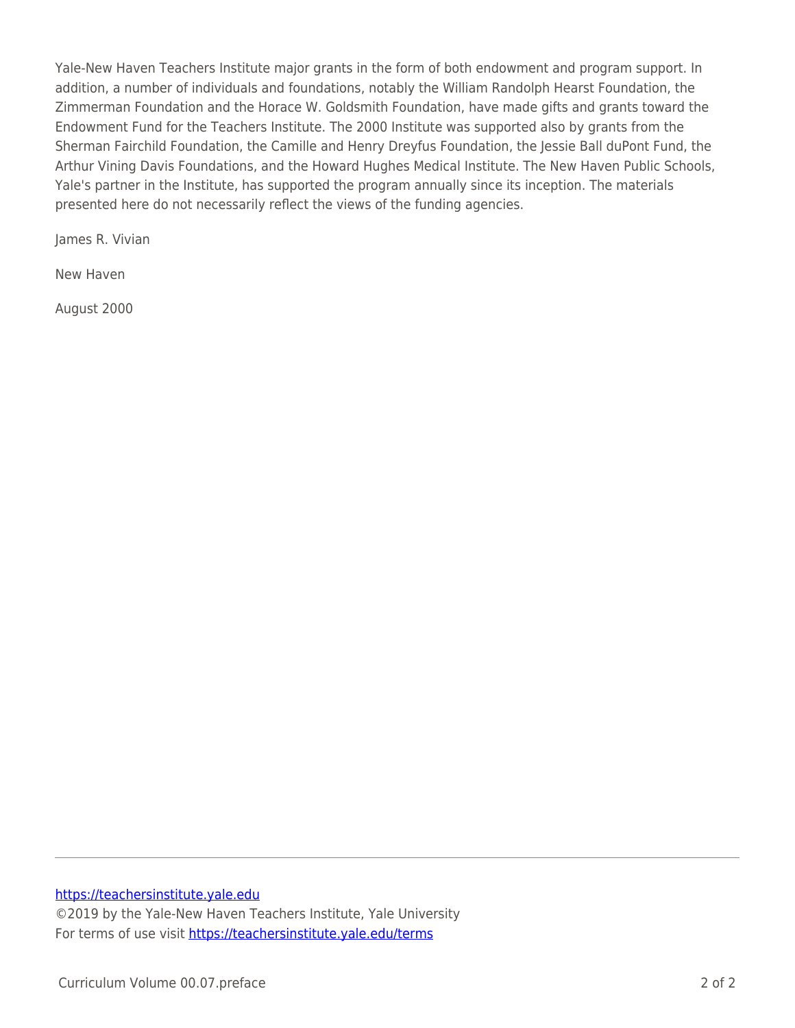Yale-New Haven Teachers Institute major grants in the form of both endowment and program support. In addition, a number of individuals and foundations, notably the William Randolph Hearst Foundation, the Zimmerman Foundation and the Horace W. Goldsmith Foundation, have made gifts and grants toward the Endowment Fund for the Teachers Institute. The 2000 Institute was supported also by grants from the Sherman Fairchild Foundation, the Camille and Henry Dreyfus Foundation, the Jessie Ball duPont Fund, the Arthur Vining Davis Foundations, and the Howard Hughes Medical Institute. The New Haven Public Schools, Yale's partner in the Institute, has supported the program annually since its inception. The materials presented here do not necessarily reflect the views of the funding agencies.

James R. Vivian

New Haven

August 2000

https://teachersinstitute.yale.edu
©2019 by the Yale-New Haven Teachers Institute, Yale University
For terms of use visit https://teachersinstitute.yale.edu/terms